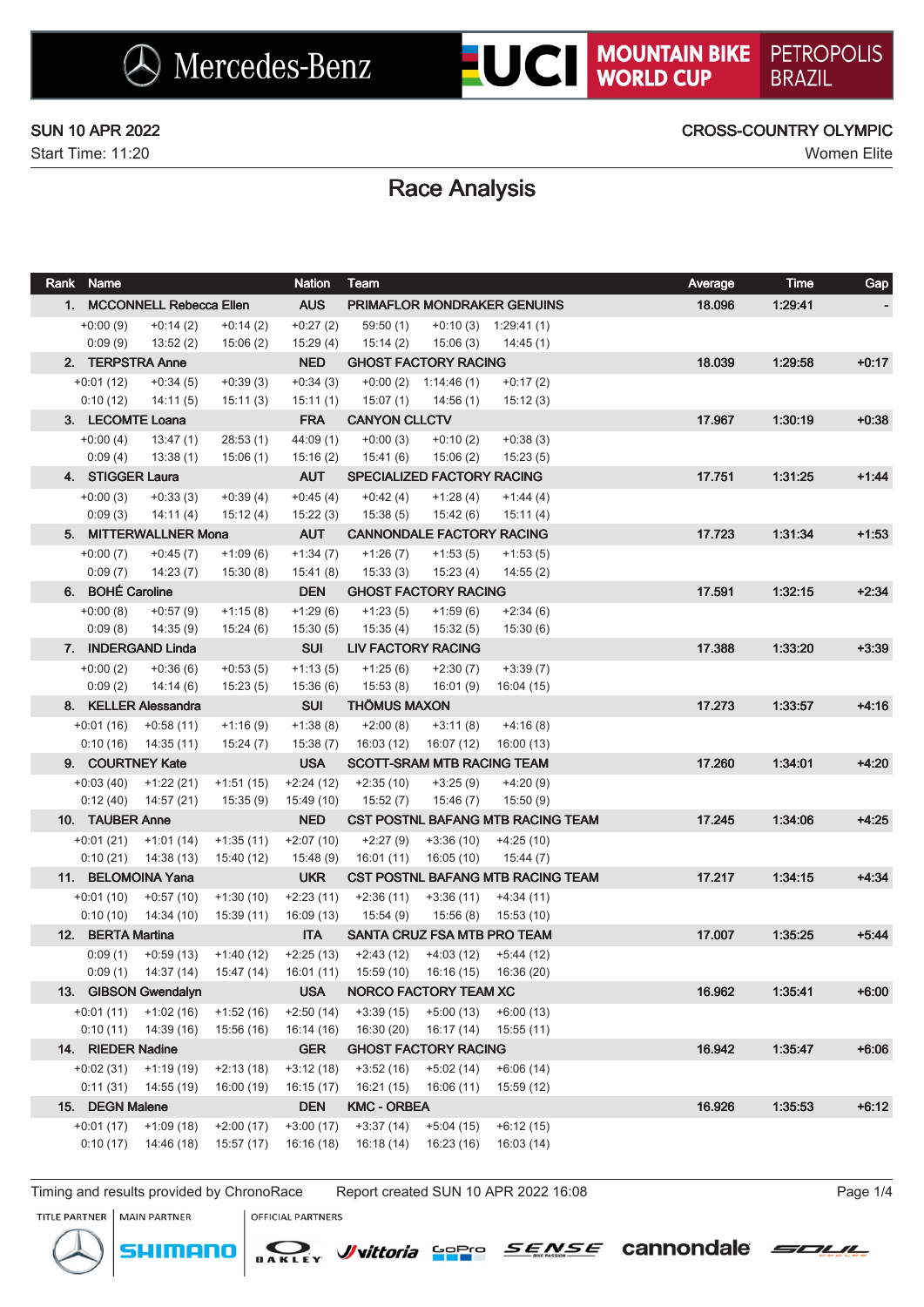MERCEDES-BENZ UCI MOUNTAIN BIKE WORLD CUP — PETROPOLIS BRAZIL

SUN 10 APR 2022

Start Time: 11:20

CROSS-COUNTRY OLYMPIC

Women Elite

# Race Analysis

| Rank | Name | | | Nation | Team | | | Average | Time | Gap |
|---|---|---|---|---|---|---|---|---|---|---|
| 1. | MCCONNELL Rebecca Ellen | | | AUS | PRIMAFLOR MONDRAKER GENUINS | | | 18.096 | 1:29:41 | - |
| | +0:00 (9) | +0:14 (2) | +0:14 (2) | +0:27 (2) | 59:50 (1) | +0:10 (3) | 1:29:41 (1) | | | |
| | 0:09 (9) | 13:52 (2) | 15:06 (2) | 15:29 (4) | 15:14 (2) | 15:06 (3) | 14:45 (1) | | | |
| 2. | TERPSTRA Anne | | | NED | GHOST FACTORY RACING | | | 18.039 | 1:29:58 | +0:17 |
| | +0:01 (12) | +0:34 (5) | +0:39 (3) | +0:34 (3) | +0:00 (2) | 1:14:46 (1) | +0:17 (2) | | | |
| | 0:10 (12) | 14:11 (5) | 15:11 (3) | 15:11 (1) | 15:07 (1) | 14:56 (1) | 15:12 (3) | | | |
| 3. | LECOMTE Loana | | | FRA | CANYON CLLCTV | | | 17.967 | 1:30:19 | +0:38 |
| | +0:00 (4) | 13:47 (1) | 28:53 (1) | 44:09 (1) | +0:00 (3) | +0:10 (2) | +0:38 (3) | | | |
| | 0:09 (4) | 13:38 (1) | 15:06 (1) | 15:16 (2) | 15:41 (6) | 15:06 (2) | 15:23 (5) | | | |
| 4. | STIGGER Laura | | | AUT | SPECIALIZED FACTORY RACING | | | 17.751 | 1:31:25 | +1:44 |
| | +0:00 (3) | +0:33 (3) | +0:39 (4) | +0:45 (4) | +0:42 (4) | +1:28 (4) | +1:44 (4) | | | |
| | 0:09 (3) | 14:11 (4) | 15:12 (4) | 15:22 (3) | 15:38 (5) | 15:42 (6) | 15:11 (4) | | | |
| 5. | MITTERWALLNER Mona | | | AUT | CANNONDALE FACTORY RACING | | | 17.723 | 1:31:34 | +1:53 |
| | +0:00 (7) | +0:45 (7) | +1:09 (6) | +1:34 (7) | +1:26 (7) | +1:53 (5) | +1:53 (5) | | | |
| | 0:09 (7) | 14:23 (7) | 15:30 (8) | 15:41 (8) | 15:33 (3) | 15:23 (4) | 14:55 (2) | | | |
| 6. | BOHÉ Caroline | | | DEN | GHOST FACTORY RACING | | | 17.591 | 1:32:15 | +2:34 |
| | +0:00 (8) | +0:57 (9) | +1:15 (8) | +1:29 (6) | +1:23 (5) | +1:59 (6) | +2:34 (6) | | | |
| | 0:09 (8) | 14:35 (9) | 15:24 (6) | 15:30 (5) | 15:35 (4) | 15:32 (5) | 15:30 (6) | | | |
| 7. | INDERGAND Linda | | | SUI | LIV FACTORY RACING | | | 17.388 | 1:33:20 | +3:39 |
| | +0:00 (2) | +0:36 (6) | +0:53 (5) | +1:13 (5) | +1:25 (6) | +2:30 (7) | +3:39 (7) | | | |
| | 0:09 (2) | 14:14 (6) | 15:23 (5) | 15:36 (6) | 15:53 (8) | 16:01 (9) | 16:04 (15) | | | |
| 8. | KELLER Alessandra | | | SUI | THÖMUS MAXON | | | 17.273 | 1:33:57 | +4:16 |
| | +0:01 (16) | +0:58 (11) | +1:16 (9) | +1:38 (8) | +2:00 (8) | +3:11 (8) | +4:16 (8) | | | |
| | 0:10 (16) | 14:35 (11) | 15:24 (7) | 15:38 (7) | 16:03 (12) | 16:07 (12) | 16:00 (13) | | | |
| 9. | COURTNEY Kate | | | USA | SCOTT-SRAM MTB RACING TEAM | | | 17.260 | 1:34:01 | +4:20 |
| | +0:03 (40) | +1:22 (21) | +1:51 (15) | +2:24 (12) | +2:35 (10) | +3:25 (9) | +4:20 (9) | | | |
| | 0:12 (40) | 14:57 (21) | 15:35 (9) | 15:49 (10) | 15:52 (7) | 15:46 (7) | 15:50 (9) | | | |
| 10. | TAUBER Anne | | | NED | CST POSTNL BAFANG MTB RACING TEAM | | | 17.245 | 1:34:06 | +4:25 |
| | +0:01 (21) | +1:01 (14) | +1:35 (11) | +2:07 (10) | +2:27 (9) | +3:36 (10) | +4:25 (10) | | | |
| | 0:10 (21) | 14:38 (13) | 15:40 (12) | 15:48 (9) | 16:01 (11) | 16:05 (10) | 15:44 (7) | | | |
| 11. | BELOMOINA Yana | | | UKR | CST POSTNL BAFANG MTB RACING TEAM | | | 17.217 | 1:34:15 | +4:34 |
| | +0:01 (10) | +0:57 (10) | +1:30 (10) | +2:23 (11) | +2:36 (11) | +3:36 (11) | +4:34 (11) | | | |
| | 0:10 (10) | 14:34 (10) | 15:39 (11) | 16:09 (13) | 15:54 (9) | 15:56 (8) | 15:53 (10) | | | |
| 12. | BERTA Martina | | | ITA | SANTA CRUZ FSA MTB PRO TEAM | | | 17.007 | 1:35:25 | +5:44 |
| | 0:09 (1) | +0:59 (13) | +1:40 (12) | +2:25 (13) | +2:43 (12) | +4:03 (12) | +5:44 (12) | | | |
| | 0:09 (1) | 14:37 (14) | 15:47 (14) | 16:01 (11) | 15:59 (10) | 16:16 (15) | 16:36 (20) | | | |
| 13. | GIBSON Gwendalyn | | | USA | NORCO FACTORY TEAM XC | | | 16.962 | 1:35:41 | +6:00 |
| | +0:01 (11) | +1:02 (16) | +1:52 (16) | +2:50 (14) | +3:39 (15) | +5:00 (13) | +6:00 (13) | | | |
| | 0:10 (11) | 14:39 (16) | 15:56 (16) | 16:14 (16) | 16:30 (20) | 16:17 (14) | 15:55 (11) | | | |
| 14. | RIEDER Nadine | | | GER | GHOST FACTORY RACING | | | 16.942 | 1:35:47 | +6:06 |
| | +0:02 (31) | +1:19 (19) | +2:13 (18) | +3:12 (18) | +3:52 (16) | +5:02 (14) | +6:06 (14) | | | |
| | 0:11 (31) | 14:55 (19) | 16:00 (19) | 16:15 (17) | 16:21 (15) | 16:06 (11) | 15:59 (12) | | | |
| 15. | DEGN Malene | | | DEN | KMC - ORBEA | | | 16.926 | 1:35:53 | +6:12 |
| | +0:01 (17) | +1:09 (18) | +2:00 (17) | +3:00 (17) | +3:37 (14) | +5:04 (15) | +6:12 (15) | | | |
| | 0:10 (17) | 14:46 (18) | 15:57 (17) | 16:16 (18) | 16:18 (14) | 16:23 (16) | 16:03 (14) | | | |

Timing and results provided by ChronoRace — Report created SUN 10 APR 2022 16:08

TITLE PARTNER: Mercedes-Benz | MAIN PARTNER: SHIMANO | OFFICIAL PARTNERS: OAKLEY, vittoria, GoPro, SENSE, cannondale, SOUL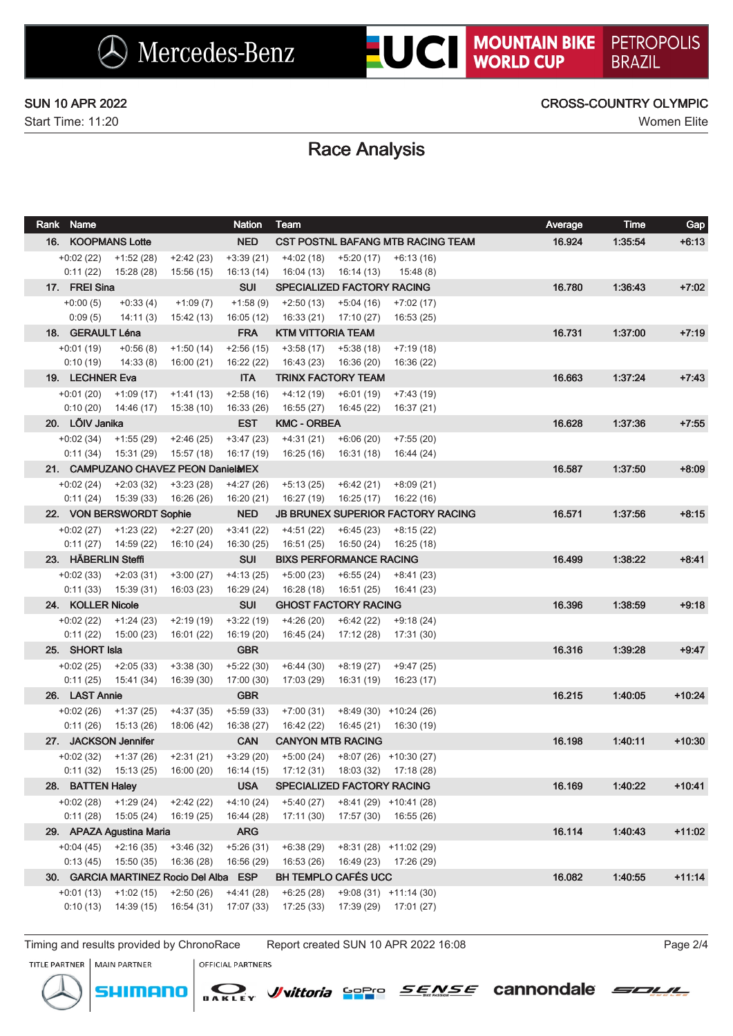SUN 10 APR 2022 — CROSS-COUNTRY OLYMPIC

Start Time: 11:20 — Women Elite

# Race Analysis

| Rank | Name | | | Nation | Team | | | Average | Time | Gap |
|---|---|---|---|---|---|---|---|---|---|---|
| 16. | KOOPMANS Lotte | | | NED | CST POSTNL BAFANG MTB RACING TEAM | | | 16.924 | 1:35:54 | +6:13 |
| +0:02 (22) | +1:52 (28) | +2:42 (23) | +3:39 (21) | +4:02 (18) | +5:20 (17) | +6:13 (16) | | | | |
| 0:11 (22) | 15:28 (28) | 15:56 (15) | 16:13 (14) | 16:04 (13) | 16:14 (13) | 15:48 (8) | | | | |
| 17. | FREI Sina | | | SUI | SPECIALIZED FACTORY RACING | | | 16.780 | 1:36:43 | +7:02 |
| +0:00 (5) | +0:33 (4) | +1:09 (7) | +1:58 (9) | +2:50 (13) | +5:04 (16) | +7:02 (17) | | | | |
| 0:09 (5) | 14:11 (3) | 15:42 (13) | 16:05 (12) | 16:33 (21) | 17:10 (27) | 16:53 (25) | | | | |
| 18. | GERAULT Léna | | | FRA | KTM VITTORIA TEAM | | | 16.731 | 1:37:00 | +7:19 |
| +0:01 (19) | +0:56 (8) | +1:50 (14) | +2:56 (15) | +3:58 (17) | +5:38 (18) | +7:19 (18) | | | | |
| 0:10 (19) | 14:33 (8) | 16:00 (21) | 16:22 (22) | 16:43 (23) | 16:36 (20) | 16:36 (22) | | | | |
| 19. | LECHNER Eva | | | ITA | TRINX FACTORY TEAM | | | 16.663 | 1:37:24 | +7:43 |
| +0:01 (20) | +1:09 (17) | +1:41 (13) | +2:58 (16) | +4:12 (19) | +6:01 (19) | +7:43 (19) | | | | |
| 0:10 (20) | 14:46 (17) | 15:38 (10) | 16:33 (26) | 16:55 (27) | 16:45 (22) | 16:37 (21) | | | | |
| 20. | LÕIV Janika | | | EST | KMC - ORBEA | | | 16.628 | 1:37:36 | +7:55 |
| +0:02 (34) | +1:55 (29) | +2:46 (25) | +3:47 (23) | +4:31 (21) | +6:06 (20) | +7:55 (20) | | | | |
| 0:11 (34) | 15:31 (29) | 15:57 (18) | 16:17 (19) | 16:25 (16) | 16:31 (18) | 16:44 (24) | | | | |
| 21. | CAMPUZANO CHAVEZ PEON Daniela | | | MEX | | | | 16.587 | 1:37:50 | +8:09 |
| +0:02 (24) | +2:03 (32) | +3:23 (28) | +4:27 (26) | +5:13 (25) | +6:42 (21) | +8:09 (21) | | | | |
| 0:11 (24) | 15:39 (33) | 16:26 (26) | 16:20 (21) | 16:27 (19) | 16:25 (17) | 16:22 (16) | | | | |
| 22. | VON BERSWORDT Sophie | | | NED | JB BRUNEX SUPERIOR FACTORY RACING | | | 16.571 | 1:37:56 | +8:15 |
| +0:02 (27) | +1:23 (22) | +2:27 (20) | +3:41 (22) | +4:51 (22) | +6:45 (23) | +8:15 (22) | | | | |
| 0:11 (27) | 14:59 (22) | 16:10 (24) | 16:30 (25) | 16:51 (25) | 16:50 (24) | 16:25 (18) | | | | |
| 23. | HÄBERLIN Steffi | | | SUI | BIXS PERFORMANCE RACING | | | 16.499 | 1:38:22 | +8:41 |
| +0:02 (33) | +2:03 (31) | +3:00 (27) | +4:13 (25) | +5:00 (23) | +6:55 (24) | +8:41 (23) | | | | |
| 0:11 (33) | 15:39 (31) | 16:03 (23) | 16:29 (24) | 16:28 (18) | 16:51 (25) | 16:41 (23) | | | | |
| 24. | KOLLER Nicole | | | SUI | GHOST FACTORY RACING | | | 16.396 | 1:38:59 | +9:18 |
| +0:02 (22) | +1:24 (23) | +2:19 (19) | +3:22 (19) | +4:26 (20) | +6:42 (22) | +9:18 (24) | | | | |
| 0:11 (22) | 15:00 (23) | 16:01 (22) | 16:19 (20) | 16:45 (24) | 17:12 (28) | 17:31 (30) | | | | |
| 25. | SHORT Isla | | | GBR | | | | 16.316 | 1:39:28 | +9:47 |
| +0:02 (25) | +2:05 (33) | +3:38 (30) | +5:22 (30) | +6:44 (30) | +8:19 (27) | +9:47 (25) | | | | |
| 0:11 (25) | 15:41 (34) | 16:39 (30) | 17:00 (30) | 17:03 (29) | 16:31 (19) | 16:23 (17) | | | | |
| 26. | LAST Annie | | | GBR | | | | 16.215 | 1:40:05 | +10:24 |
| +0:02 (26) | +1:37 (25) | +4:37 (35) | +5:59 (33) | +7:00 (31) | +8:49 (30) | +10:24 (26) | | | | |
| 0:11 (26) | 15:13 (26) | 18:06 (42) | 16:38 (27) | 16:42 (22) | 16:45 (21) | 16:30 (19) | | | | |
| 27. | JACKSON Jennifer | | | CAN | CANYON MTB RACING | | | 16.198 | 1:40:11 | +10:30 |
| +0:02 (32) | +1:37 (26) | +2:31 (21) | +3:29 (20) | +5:00 (24) | +8:07 (26) | +10:30 (27) | | | | |
| 0:11 (32) | 15:13 (25) | 16:00 (20) | 16:14 (15) | 17:12 (31) | 18:03 (32) | 17:18 (28) | | | | |
| 28. | BATTEN Haley | | | USA | SPECIALIZED FACTORY RACING | | | 16.169 | 1:40:22 | +10:41 |
| +0:02 (28) | +1:29 (24) | +2:42 (22) | +4:10 (24) | +5:40 (27) | +8:41 (29) | +10:41 (28) | | | | |
| 0:11 (28) | 15:05 (24) | 16:19 (25) | 16:44 (28) | 17:11 (30) | 17:57 (30) | 16:55 (26) | | | | |
| 29. | APAZA Agustina Maria | | | ARG | | | | 16.114 | 1:40:43 | +11:02 |
| +0:04 (45) | +2:16 (35) | +3:46 (32) | +5:26 (31) | +6:38 (29) | +8:31 (28) | +11:02 (29) | | | | |
| 0:13 (45) | 15:50 (35) | 16:36 (28) | 16:56 (29) | 16:53 (26) | 16:49 (23) | 17:26 (29) | | | | |
| 30. | GARCIA MARTINEZ Rocio Del Alba | | | ESP | BH TEMPLO CAFÉS UCC | | | 16.082 | 1:40:55 | +11:14 |
| +0:01 (13) | +1:02 (15) | +2:50 (26) | +4:41 (28) | +6:25 (28) | +9:08 (31) | +11:14 (30) | | | | |
| 0:10 (13) | 14:39 (15) | 16:54 (31) | 17:07 (33) | 17:25 (33) | 17:39 (29) | 17:01 (27) | | | | |

Timing and results provided by ChronoRace — Report created SUN 10 APR 2022 16:08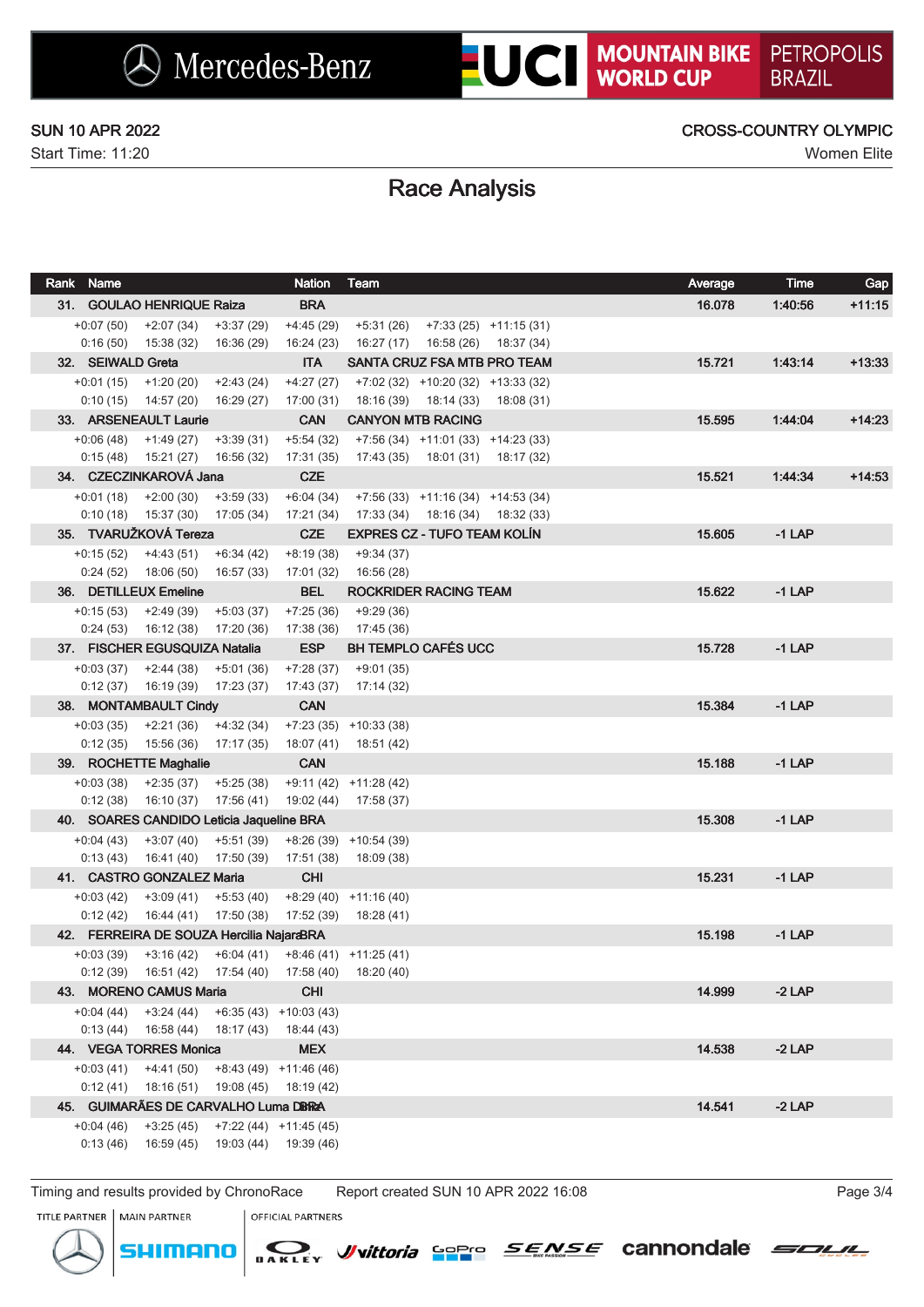SUN 10 APR 2022

Start Time: 11:20

CROSS-COUNTRY OLYMPIC

Women Elite

# Race Analysis

| Rank | Name | Nation | Team | Average | Time | Gap |
|---|---|---|---|---|---|---|
| 31. | GOULAO HENRIQUE Raiza | BRA | | 16.078 | 1:40:56 | +11:15 |
| | +0:07 (50) +2:07 (34) +3:37 (29) +4:45 (29) +5:31 (26) +7:33 (25) +11:15 (31) | | | | | |
| | 0:16 (50) 15:38 (32) 16:36 (29) 16:24 (23) 16:27 (17) 16:58 (26) 18:37 (34) | | | | | |
| 32. | SEIWALD Greta | ITA | SANTA CRUZ FSA MTB PRO TEAM | 15.721 | 1:43:14 | +13:33 |
| | +0:01 (15) +1:20 (20) +2:43 (24) +4:27 (27) +7:02 (32) +10:20 (32) +13:33 (32) | | | | | |
| | 0:10 (15) 14:57 (20) 16:29 (27) 17:00 (31) 18:16 (39) 18:14 (33) 18:08 (31) | | | | | |
| 33. | ARSENEAULT Laurie | CAN | CANYON MTB RACING | 15.595 | 1:44:04 | +14:23 |
| | +0:06 (48) +1:49 (27) +3:39 (31) +5:54 (32) +7:56 (34) +11:01 (33) +14:23 (33) | | | | | |
| | 0:15 (48) 15:21 (27) 16:56 (32) 17:31 (35) 17:43 (35) 18:01 (31) 18:17 (32) | | | | | |
| 34. | CZECZINKAROVÁ Jana | CZE | | 15.521 | 1:44:34 | +14:53 |
| | +0:01 (18) +2:00 (30) +3:59 (33) +6:04 (34) +7:56 (33) +11:16 (34) +14:53 (34) | | | | | |
| | 0:10 (18) 15:37 (30) 17:05 (34) 17:21 (34) 17:33 (34) 18:16 (34) 18:32 (33) | | | | | |
| 35. | TVARUŽKOVÁ Tereza | CZE | EXPRES CZ - TUFO TEAM KOLÍN | 15.605 | -1 LAP | |
| | +0:15 (52) +4:43 (51) +6:34 (42) +8:19 (38) +9:34 (37) | | | | | |
| | 0:24 (52) 18:06 (50) 16:57 (33) 17:01 (32) 16:56 (28) | | | | | |
| 36. | DETILLEUX Emeline | BEL | ROCKRIDER RACING TEAM | 15.622 | -1 LAP | |
| | +0:15 (53) +2:49 (39) +5:03 (37) +7:25 (36) +9:29 (36) | | | | | |
| | 0:24 (53) 16:12 (38) 17:20 (36) 17:38 (36) 17:45 (36) | | | | | |
| 37. | FISCHER EGUSQUIZA Natalia | ESP | BH TEMPLO CAFÉS UCC | 15.728 | -1 LAP | |
| | +0:03 (37) +2:44 (38) +5:01 (36) +7:28 (37) +9:01 (35) | | | | | |
| | 0:12 (37) 16:19 (39) 17:23 (37) 17:43 (37) 17:14 (32) | | | | | |
| 38. | MONTAMBAULT Cindy | CAN | | 15.384 | -1 LAP | |
| | +0:03 (35) +2:21 (36) +4:32 (34) +7:23 (35) +10:33 (38) | | | | | |
| | 0:12 (35) 15:56 (36) 17:17 (35) 18:07 (41) 18:51 (42) | | | | | |
| 39. | ROCHETTE Maghalie | CAN | | 15.188 | -1 LAP | |
| | +0:03 (38) +2:35 (37) +5:25 (38) +9:11 (42) +11:28 (42) | | | | | |
| | 0:12 (38) 16:10 (37) 17:56 (41) 19:02 (44) 17:58 (37) | | | | | |
| 40. | SOARES CANDIDO Leticia Jaqueline | BRA | | 15.308 | -1 LAP | |
| | +0:04 (43) +3:07 (40) +5:51 (39) +8:26 (39) +10:54 (39) | | | | | |
| | 0:13 (43) 16:41 (40) 17:50 (39) 17:51 (38) 18:09 (38) | | | | | |
| 41. | CASTRO GONZALEZ Maria | CHI | | 15.231 | -1 LAP | |
| | +0:03 (42) +3:09 (41) +5:53 (40) +8:29 (40) +11:16 (40) | | | | | |
| | 0:12 (42) 16:44 (41) 17:50 (38) 17:52 (39) 18:28 (41) | | | | | |
| 42. | FERREIRA DE SOUZA Hercilia Najara | BRA | | 15.198 | -1 LAP | |
| | +0:03 (39) +3:16 (42) +6:04 (41) +8:46 (41) +11:25 (41) | | | | | |
| | 0:12 (39) 16:51 (42) 17:54 (40) 17:58 (40) 18:20 (40) | | | | | |
| 43. | MORENO CAMUS Maria | CHI | | 14.999 | -2 LAP | |
| | +0:04 (44) +3:24 (44) +6:35 (43) +10:03 (43) | | | | | |
| | 0:13 (44) 16:58 (44) 18:17 (43) 18:44 (43) | | | | | |
| 44. | VEGA TORRES Monica | MEX | | 14.538 | -2 LAP | |
| | +0:03 (41) +4:41 (50) +8:43 (49) +11:46 (46) | | | | | |
| | 0:12 (41) 18:16 (51) 19:08 (45) 18:19 (42) | | | | | |
| 45. | GUIMARÃES DE CARVALHO Luma Dias | BRA | | 14.541 | -2 LAP | |
| | +0:04 (46) +3:25 (45) +7:22 (44) +11:45 (45) | | | | | |
| | 0:13 (46) 16:59 (45) 19:03 (44) 19:39 (46) | | | | | |

Timing and results provided by ChronoRace    Report created SUN 10 APR 2022 16:08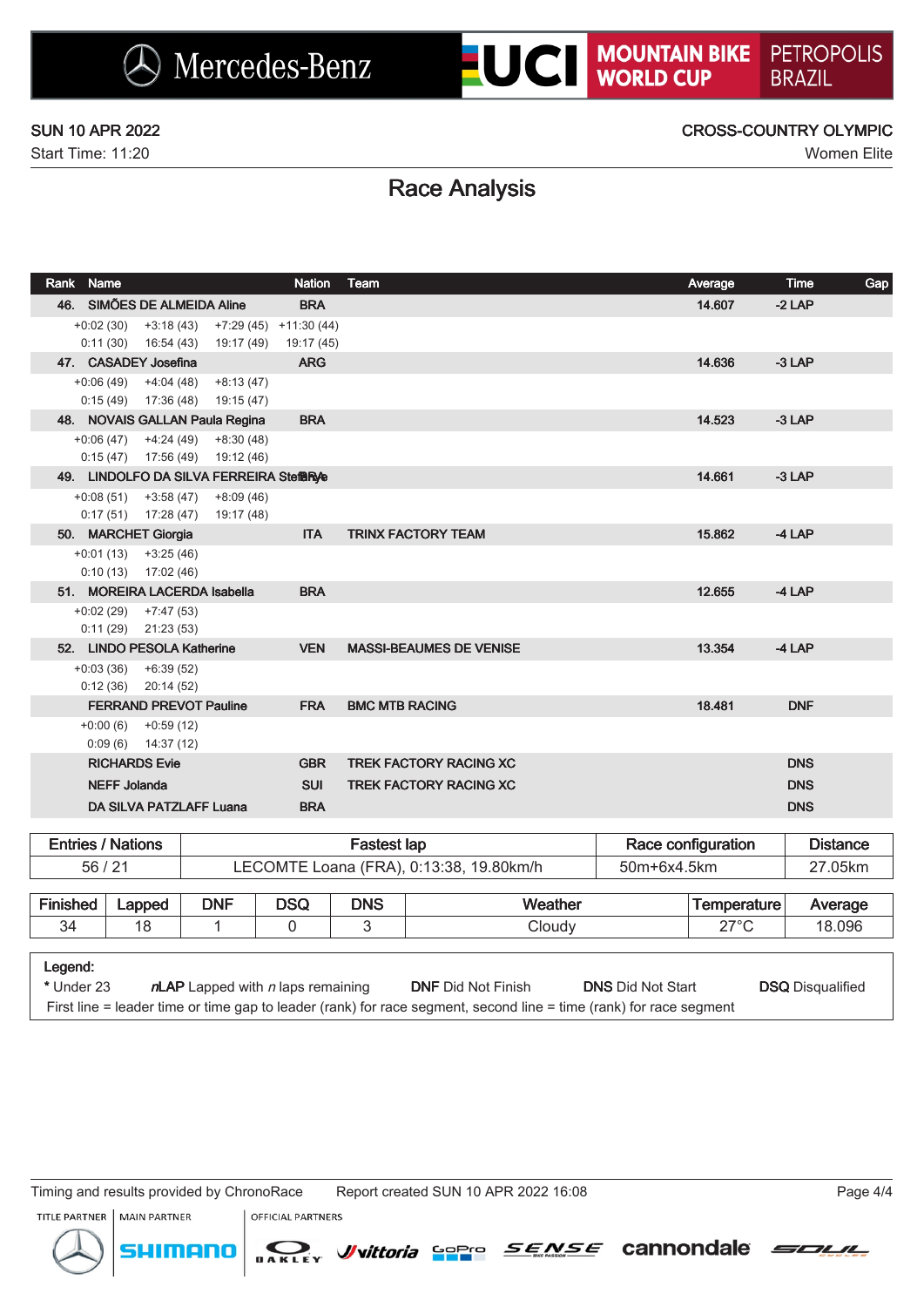SUN 10 APR 2022

Start Time: 11:20

CROSS-COUNTRY OLYMPIC

Women Elite

# Race Analysis

| Rank | Name | Nation | Team | Average | Time | Gap |
|---|---|---|---|---|---|---|
| 46. | SIMÕES DE ALMEIDA Aline | BRA | | 14.607 | -2 LAP | |
| | +0:02 (30) +3:18 (43) +7:29 (45) +11:30 (44) | | | | | |
| | 0:11 (30) 16:54 (43) 19:17 (49) 19:17 (45) | | | | | |
| 47. | CASADEY Josefina | ARG | | 14.636 | -3 LAP | |
| | +0:06 (49) +4:04 (48) +8:13 (47) | | | | | |
| | 0:15 (49) 17:36 (48) 19:15 (47) | | | | | |
| 48. | NOVAIS GALLAN Paula Regina | BRA | | 14.523 | -3 LAP | |
| | +0:06 (47) +4:24 (49) +8:30 (48) | | | | | |
| | 0:15 (47) 17:56 (49) 19:12 (46) | | | | | |
| 49. | LINDOLFO DA SILVA FERREIRA Stefanye | BRA | | 14.661 | -3 LAP | |
| | +0:08 (51) +3:58 (47) +8:09 (46) | | | | | |
| | 0:17 (51) 17:28 (47) 19:17 (48) | | | | | |
| 50. | MARCHET Giorgia | ITA | TRINX FACTORY TEAM | 15.862 | -4 LAP | |
| | +0:01 (13) +3:25 (46) | | | | | |
| | 0:10 (13) 17:02 (46) | | | | | |
| 51. | MOREIRA LACERDA Isabella | BRA | | 12.655 | -4 LAP | |
| | +0:02 (29) +7:47 (53) | | | | | |
| | 0:11 (29) 21:23 (53) | | | | | |
| 52. | LINDO PESOLA Katherine | VEN | MASSI-BEAUMES DE VENISE | 13.354 | -4 LAP | |
| | +0:03 (36) +6:39 (52) | | | | | |
| | 0:12 (36) 20:14 (52) | | | | | |
| | FERRAND PREVOT Pauline | FRA | BMC MTB RACING | 18.481 | DNF | |
| | +0:00 (6) +0:59 (12) | | | | | |
| | 0:09 (6) 14:37 (12) | | | | | |
| | RICHARDS Evie | GBR | TREK FACTORY RACING XC | | DNS | |
| | NEFF Jolanda | SUI | TREK FACTORY RACING XC | | DNS | |
| | DA SILVA PATZLAFF Luana | BRA | | | DNS | |

| Entries / Nations | Fastest lap | Race configuration | Distance |
|---|---|---|---|
| 56 / 21 | LECOMTE Loana (FRA), 0:13:38, 19.80km/h | 50m+6x4.5km | 27.05km |

| Finished | Lapped | DNF | DSQ | DNS | Weather | Temperature | Average |
|---|---|---|---|---|---|---|---|
| 34 | 18 | 1 | 0 | 3 | Cloudy | 27°C | 18.096 |

**Legend:**
**\*** Under 23 — ***n*LAP** Lapped with *n* laps remaining — **DNF** Did Not Finish — **DNS** Did Not Start — **DSQ** Disqualified
First line = leader time or time gap to leader (rank) for race segment, second line = time (rank) for race segment

Timing and results provided by ChronoRace — Report created SUN 10 APR 2022 16:08